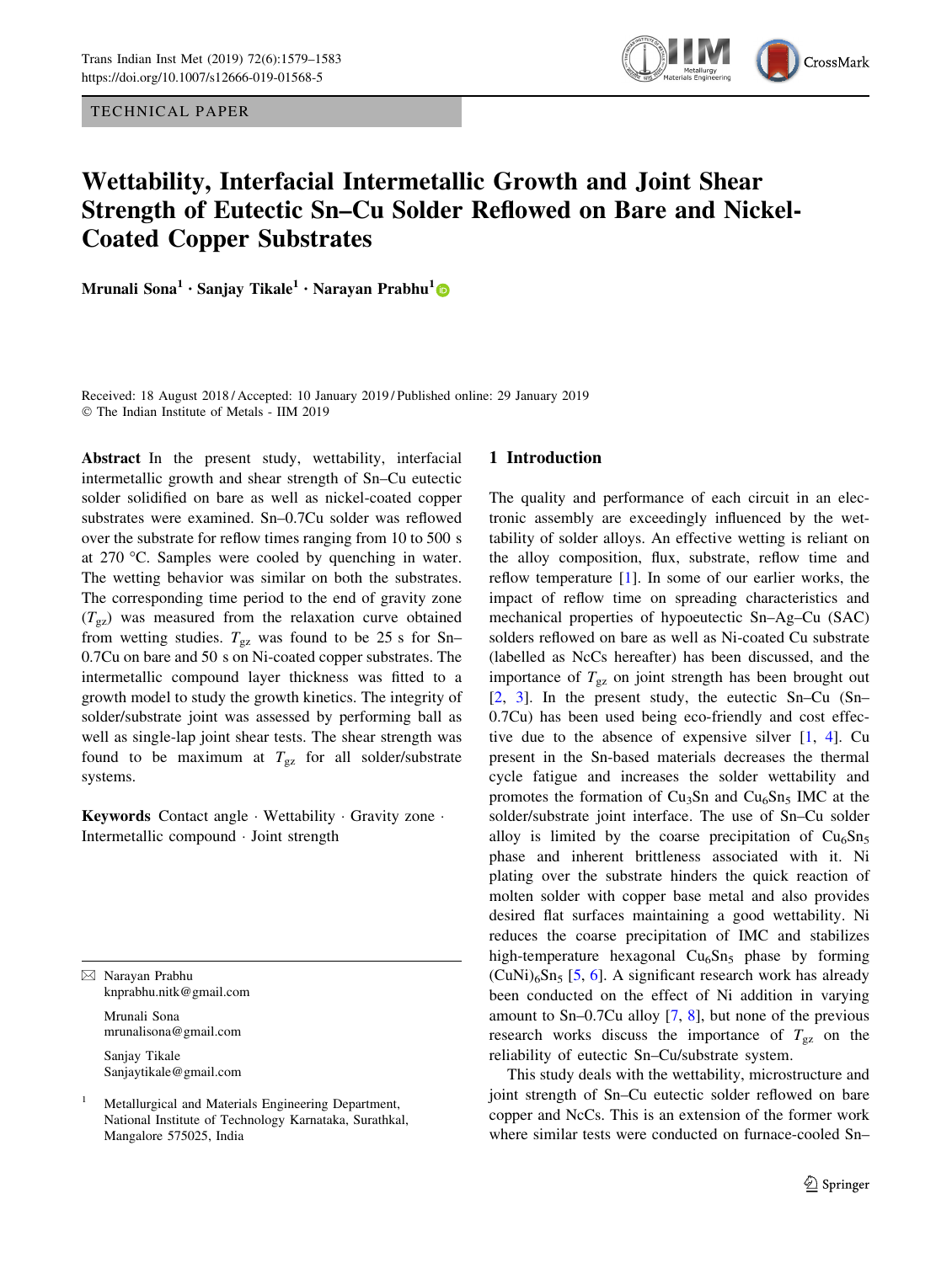TECHNICAL PAPER

# Wettability, Interfacial Intermetallic Growth and Joint Shear Strength of Eutectic Sn–Cu Solder Reflowed on Bare and Nickel-Coated Copper Substrates

**Mrunali Sona[1] · Sanjay Tikale[1] · Narayan Prabhu[1]**

Received: 18 August 2018 / Accepted: 10 January 2019 / Published online: 29 January 2019
© The Indian Institute of Metals - IIM 2019

**Abstract** In the present study, wettability, interfacial intermetallic growth and shear strength of Sn–Cu eutectic solder solidified on bare as well as nickel-coated copper substrates were examined. Sn–0.7Cu solder was reflowed over the substrate for reflow times ranging from 10 to 500 s at 270 °C. Samples were cooled by quenching in water. The wetting behavior was similar on both the substrates. The corresponding time period to the end of gravity zone ($T_{gz}$) was measured from the relaxation curve obtained from wetting studies. $T_{gz}$ was found to be 25 s for Sn–0.7Cu on bare and 50 s on Ni-coated copper substrates. The intermetallic compound layer thickness was fitted to a growth model to study the growth kinetics. The integrity of solder/substrate joint was assessed by performing ball as well as single-lap joint shear tests. The shear strength was found to be maximum at $T_{gz}$ for all solder/substrate systems.

**Keywords** Contact angle · Wettability · Gravity zone · Intermetallic compound · Joint strength

✉ Narayan Prabhu
knprabhu.nitk@gmail.com

Mrunali Sona
mrunalisona@gmail.com

Sanjay Tikale
Sanjaytikale@gmail.com

[1] Metallurgical and Materials Engineering Department, National Institute of Technology Karnataka, Surathkal, Mangalore 575025, India

## 1 Introduction

The quality and performance of each circuit in an electronic assembly are exceedingly influenced by the wettability of solder alloys. An effective wetting is reliant on the alloy composition, flux, substrate, reflow time and reflow temperature [1]. In some of our earlier works, the impact of reflow time on spreading characteristics and mechanical properties of hypoeutectic Sn–Ag–Cu (SAC) solders reflowed on bare as well as Ni-coated Cu substrate (labelled as NcCs hereafter) has been discussed, and the importance of $T_{gz}$ on joint strength has been brought out [2, 3]. In the present study, the eutectic Sn–Cu (Sn–0.7Cu) has been used being eco-friendly and cost effective due to the absence of expensive silver [1, 4]. Cu present in the Sn-based materials decreases the thermal cycle fatigue and increases the solder wettability and promotes the formation of $Cu_3Sn$ and $Cu_6Sn_5$ IMC at the solder/substrate joint interface. The use of Sn–Cu solder alloy is limited by the coarse precipitation of $Cu_6Sn_5$ phase and inherent brittleness associated with it. Ni plating over the substrate hinders the quick reaction of molten solder with copper base metal and also provides desired flat surfaces maintaining a good wettability. Ni reduces the coarse precipitation of IMC and stabilizes high-temperature hexagonal $Cu_6Sn_5$ phase by forming $(CuNi)_6Sn_5$ [5, 6]. A significant research work has already been conducted on the effect of Ni addition in varying amount to Sn–0.7Cu alloy [7, 8], but none of the previous research works discuss the importance of $T_{gz}$ on the reliability of eutectic Sn–Cu/substrate system.

This study deals with the wettability, microstructure and joint strength of Sn–Cu eutectic solder reflowed on bare copper and NcCs. This is an extension of the former work where similar tests were conducted on furnace-cooled Sn–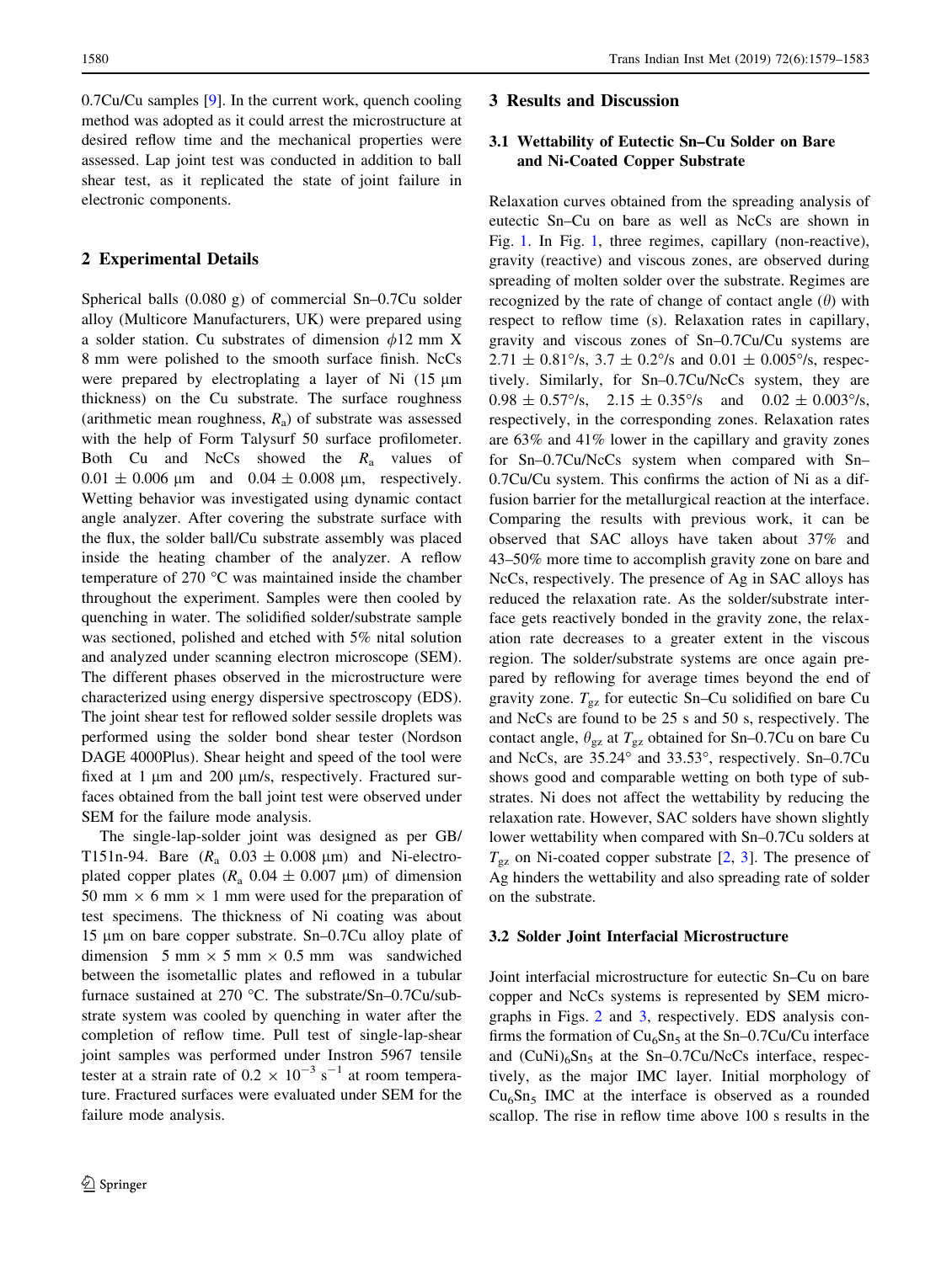0.7Cu/Cu samples [9]. In the current work, quench cooling method was adopted as it could arrest the microstructure at desired reflow time and the mechanical properties were assessed. Lap joint test was conducted in addition to ball shear test, as it replicated the state of joint failure in electronic components.

## 2 Experimental Details

Spherical balls (0.080 g) of commercial Sn–0.7Cu solder alloy (Multicore Manufacturers, UK) were prepared using a solder station. Cu substrates of dimension $\phi$12 mm X 8 mm were polished to the smooth surface finish. NcCs were prepared by electroplating a layer of Ni (15 µm thickness) on the Cu substrate. The surface roughness (arithmetic mean roughness, $R_a$) of substrate was assessed with the help of Form Talysurf 50 surface profilometer. Both Cu and NcCs showed the $R_a$ values of $0.01 \pm 0.006$ µm and $0.04 \pm 0.008$ µm, respectively. Wetting behavior was investigated using dynamic contact angle analyzer. After covering the substrate surface with the flux, the solder ball/Cu substrate assembly was placed inside the heating chamber of the analyzer. A reflow temperature of 270 °C was maintained inside the chamber throughout the experiment. Samples were then cooled by quenching in water. The solidified solder/substrate sample was sectioned, polished and etched with 5% nital solution and analyzed under scanning electron microscope (SEM). The different phases observed in the microstructure were characterized using energy dispersive spectroscopy (EDS). The joint shear test for reflowed solder sessile droplets was performed using the solder bond shear tester (Nordson DAGE 4000Plus). Shear height and speed of the tool were fixed at 1 µm and 200 µm/s, respectively. Fractured surfaces obtained from the ball joint test were observed under SEM for the failure mode analysis.

The single-lap-solder joint was designed as per GB/T151n-94. Bare ($R_a$ $0.03 \pm 0.008$ µm) and Ni-electroplated copper plates ($R_a$ $0.04 \pm 0.007$ µm) of dimension 50 mm × 6 mm × 1 mm were used for the preparation of test specimens. The thickness of Ni coating was about 15 µm on bare copper substrate. Sn–0.7Cu alloy plate of dimension 5 mm × 5 mm × 0.5 mm was sandwiched between the isometallic plates and reflowed in a tubular furnace sustained at 270 °C. The substrate/Sn–0.7Cu/substrate system was cooled by quenching in water after the completion of reflow time. Pull test of single-lap-shear joint samples was performed under Instron 5967 tensile tester at a strain rate of $0.2 \times 10^{-3}$ $s^{-1}$ at room temperature. Fractured surfaces were evaluated under SEM for the failure mode analysis.

## 3 Results and Discussion

### 3.1 Wettability of Eutectic Sn–Cu Solder on Bare and Ni-Coated Copper Substrate

Relaxation curves obtained from the spreading analysis of eutectic Sn–Cu on bare as well as NcCs are shown in Fig. 1. In Fig. 1, three regimes, capillary (non-reactive), gravity (reactive) and viscous zones, are observed during spreading of molten solder over the substrate. Regimes are recognized by the rate of change of contact angle ($\theta$) with respect to reflow time (s). Relaxation rates in capillary, gravity and viscous zones of Sn–0.7Cu/Cu systems are $2.71 \pm 0.81$°/s, $3.7 \pm 0.2$°/s and $0.01 \pm 0.005$°/s, respectively. Similarly, for Sn–0.7Cu/NcCs system, they are $0.98 \pm 0.57$°/s, $2.15 \pm 0.35$°/s and $0.02 \pm 0.003$°/s, respectively, in the corresponding zones. Relaxation rates are 63% and 41% lower in the capillary and gravity zones for Sn–0.7Cu/NcCs system when compared with Sn–0.7Cu/Cu system. This confirms the action of Ni as a diffusion barrier for the metallurgical reaction at the interface. Comparing the results with previous work, it can be observed that SAC alloys have taken about 37% and 43–50% more time to accomplish gravity zone on bare and NcCs, respectively. The presence of Ag in SAC alloys has reduced the relaxation rate. As the solder/substrate interface gets reactively bonded in the gravity zone, the relaxation rate decreases to a greater extent in the viscous region. The solder/substrate systems are once again prepared by reflowing for average times beyond the end of gravity zone. $T_{gz}$ for eutectic Sn–Cu solidified on bare Cu and NcCs are found to be 25 s and 50 s, respectively. The contact angle, $\theta_{gz}$ at $T_{gz}$ obtained for Sn–0.7Cu on bare Cu and NcCs, are 35.24° and 33.53°, respectively. Sn–0.7Cu shows good and comparable wetting on both type of substrates. Ni does not affect the wettability by reducing the relaxation rate. However, SAC solders have shown slightly lower wettability when compared with Sn–0.7Cu solders at $T_{gz}$ on Ni-coated copper substrate [2, 3]. The presence of Ag hinders the wettability and also spreading rate of solder on the substrate.

### 3.2 Solder Joint Interfacial Microstructure

Joint interfacial microstructure for eutectic Sn–Cu on bare copper and NcCs systems is represented by SEM micrographs in Figs. 2 and 3, respectively. EDS analysis confirms the formation of $Cu_6Sn_5$ at the Sn–0.7Cu/Cu interface and $(CuNi)_6Sn_5$ at the Sn–0.7Cu/NcCs interface, respectively, as the major IMC layer. Initial morphology of $Cu_6Sn_5$ IMC at the interface is observed as a rounded scallop. The rise in reflow time above 100 s results in the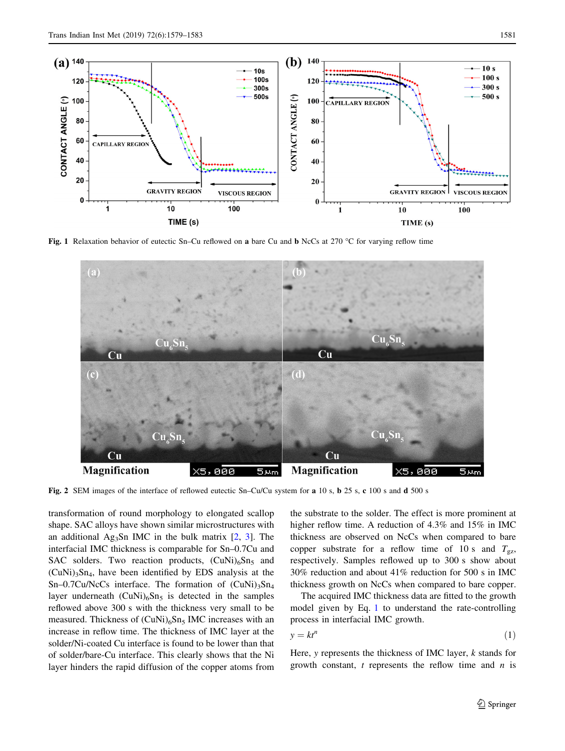Fig. 1 Relaxation behavior of eutectic Sn–Cu reflowed on **a** bare Cu and **b** NcCs at 270 °C for varying reflow time

Fig. 2 SEM images of the interface of reflowed eutectic Sn–Cu/Cu system for **a** 10 s, **b** 25 s, **c** 100 s and **d** 500 s

transformation of round morphology to elongated scallop shape. SAC alloys have shown similar microstructures with an additional $Ag_3Sn$ IMC in the bulk matrix [2, 3]. The interfacial IMC thickness is comparable for Sn–0.7Cu and SAC solders. Two reaction products, $(CuNi)_6Sn_5$ and $(CuNi)_3Sn_4$, have been identified by EDS analysis at the Sn–0.7Cu/NcCs interface. The formation of $(CuNi)_3Sn_4$ layer underneath $(CuNi)_6Sn_5$ is detected in the samples reflowed above 300 s with the thickness very small to be measured. Thickness of $(CuNi)_6Sn_5$ IMC increases with an increase in reflow time. The thickness of IMC layer at the solder/Ni-coated Cu interface is found to be lower than that of solder/bare-Cu interface. This clearly shows that the Ni layer hinders the rapid diffusion of the copper atoms from the substrate to the solder. The effect is more prominent at higher reflow time. A reduction of 4.3% and 15% in IMC thickness are observed on NcCs when compared to bare copper substrate for a reflow time of 10 s and $T_{gz}$, respectively. Samples reflowed up to 300 s show about 30% reduction and about 41% reduction for 500 s in IMC thickness growth on NcCs when compared to bare copper.

The acquired IMC thickness data are fitted to the growth model given by Eq. 1 to understand the rate-controlling process in interfacial IMC growth.

$$y = kt^n \tag{1}$$

Here, $y$ represents the thickness of IMC layer, $k$ stands for growth constant, $t$ represents the reflow time and $n$ is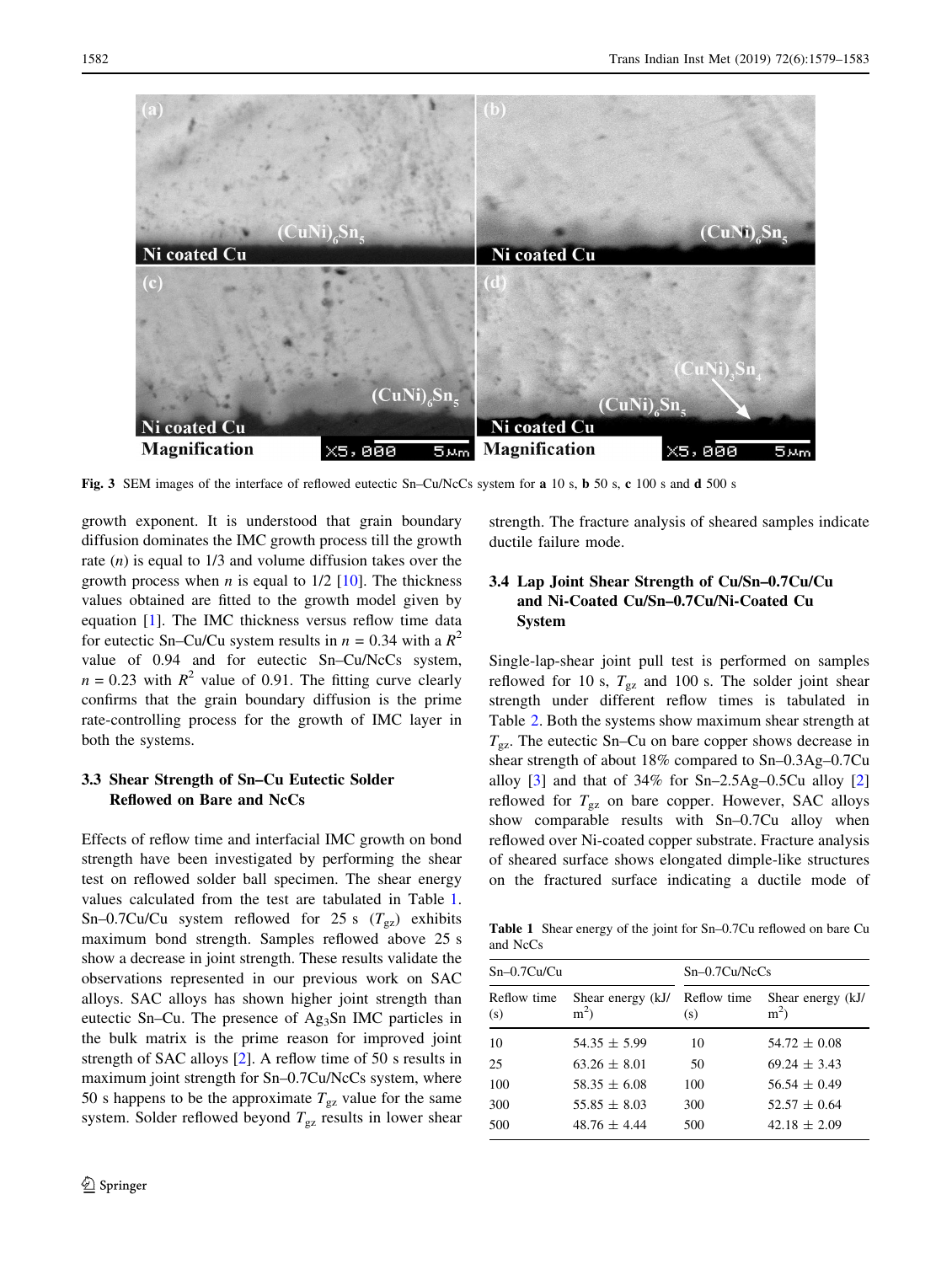Fig. 3 SEM images of the interface of reflowed eutectic Sn–Cu/NcCs system for **a** 10 s, **b** 50 s, **c** 100 s and **d** 500 s

growth exponent. It is understood that grain boundary diffusion dominates the IMC growth process till the growth rate ($n$) is equal to 1/3 and volume diffusion takes over the growth process when $n$ is equal to 1/2 [10]. The thickness values obtained are fitted to the growth model given by equation [1]. The IMC thickness versus reflow time data for eutectic Sn–Cu/Cu system results in $n = 0.34$ with a $R^2$ value of 0.94 and for eutectic Sn–Cu/NcCs system, $n = 0.23$ with $R^2$ value of 0.91. The fitting curve clearly confirms that the grain boundary diffusion is the prime rate-controlling process for the growth of IMC layer in both the systems.

### 3.3 Shear Strength of Sn–Cu Eutectic Solder Reflowed on Bare and NcCs

Effects of reflow time and interfacial IMC growth on bond strength have been investigated by performing the shear test on reflowed solder ball specimen. The shear energy values calculated from the test are tabulated in Table 1. Sn–0.7Cu/Cu system reflowed for 25 s ($T_{gz}$) exhibits maximum bond strength. Samples reflowed above 25 s show a decrease in joint strength. These results validate the observations represented in our previous work on SAC alloys. SAC alloys has shown higher joint strength than eutectic Sn–Cu. The presence of $Ag_3Sn$ IMC particles in the bulk matrix is the prime reason for improved joint strength of SAC alloys [2]. A reflow time of 50 s results in maximum joint strength for Sn–0.7Cu/NcCs system, where 50 s happens to be the approximate $T_{gz}$ value for the same system. Solder reflowed beyond $T_{gz}$ results in lower shear strength. The fracture analysis of sheared samples indicate ductile failure mode.

### 3.4 Lap Joint Shear Strength of Cu/Sn–0.7Cu/Cu and Ni-Coated Cu/Sn–0.7Cu/Ni-Coated Cu System

Single-lap-shear joint pull test is performed on samples reflowed for 10 s, $T_{gz}$ and 100 s. The solder joint shear strength under different reflow times is tabulated in Table 2. Both the systems show maximum shear strength at $T_{gz}$. The eutectic Sn–Cu on bare copper shows decrease in shear strength of about 18% compared to Sn–0.3Ag–0.7Cu alloy [3] and that of 34% for Sn–2.5Ag–0.5Cu alloy [2] reflowed for $T_{gz}$ on bare copper. However, SAC alloys show comparable results with Sn–0.7Cu alloy when reflowed over Ni-coated copper substrate. Fracture analysis of sheared surface shows elongated dimple-like structures on the fractured surface indicating a ductile mode of

**Table 1** Shear energy of the joint for Sn–0.7Cu reflowed on bare Cu and NcCs

| Sn–0.7Cu/Cu | | Sn–0.7Cu/NcCs | |
|---|---|---|---|
| Reflow time (s) | Shear energy (kJ/m$^2$) | Reflow time (s) | Shear energy (kJ/m$^2$) |
| 10 | 54.35 ± 5.99 | 10 | 54.72 ± 0.08 |
| 25 | 63.26 ± 8.01 | 50 | 69.24 ± 3.43 |
| 100 | 58.35 ± 6.08 | 100 | 56.54 ± 0.49 |
| 300 | 55.85 ± 8.03 | 300 | 52.57 ± 0.64 |
| 500 | 48.76 ± 4.44 | 500 | 42.18 ± 2.09 |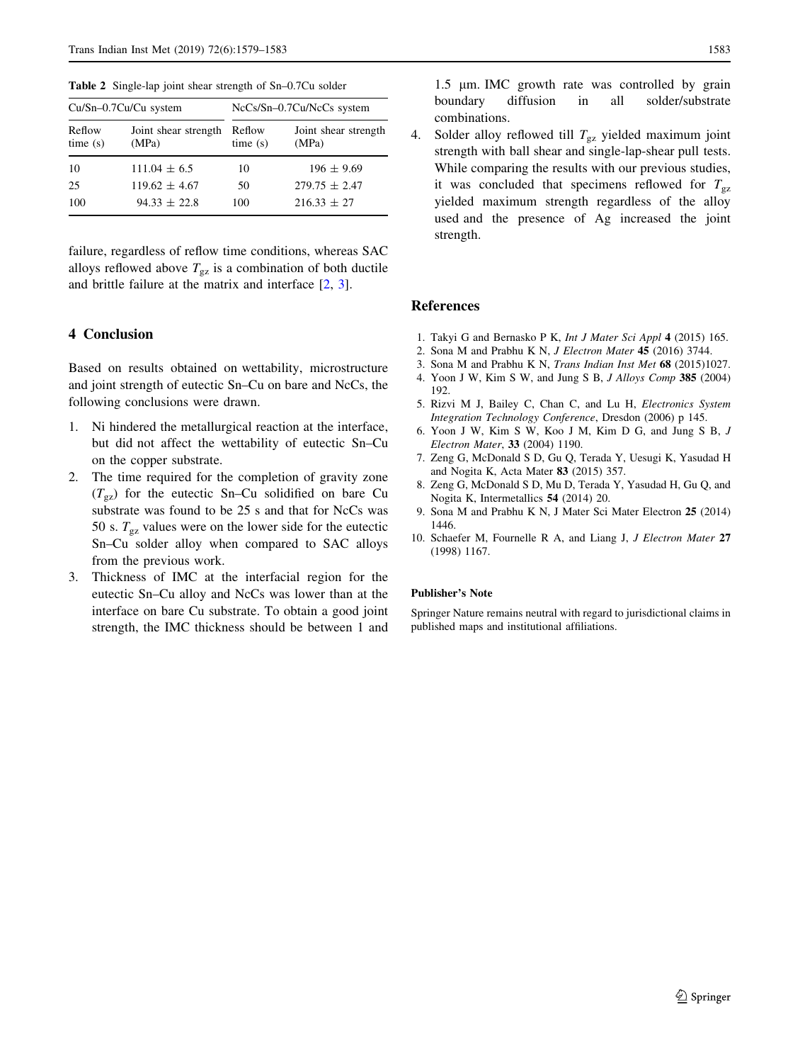**Table 2** Single-lap joint shear strength of Sn–0.7Cu solder

| Cu/Sn–0.7Cu/Cu system | | NcCs/Sn–0.7Cu/NcCs system | |
|---|---|---|---|
| Reflow time (s) | Joint shear strength (MPa) | Reflow time (s) | Joint shear strength (MPa) |
| 10 | 111.04 ± 6.5 | 10 | 196 ± 9.69 |
| 25 | 119.62 ± 4.67 | 50 | 279.75 ± 2.47 |
| 100 | 94.33 ± 22.8 | 100 | 216.33 ± 27 |

failure, regardless of reflow time conditions, whereas SAC alloys reflowed above $T_{gz}$ is a combination of both ductile and brittle failure at the matrix and interface [2, 3].

## 4 Conclusion

Based on results obtained on wettability, microstructure and joint strength of eutectic Sn–Cu on bare and NcCs, the following conclusions were drawn.

1. Ni hindered the metallurgical reaction at the interface, but did not affect the wettability of eutectic Sn–Cu on the copper substrate.
2. The time required for the completion of gravity zone ($T_{gz}$) for the eutectic Sn–Cu solidified on bare Cu substrate was found to be 25 s and that for NcCs was 50 s. $T_{gz}$ values were on the lower side for the eutectic Sn–Cu solder alloy when compared to SAC alloys from the previous work.
3. Thickness of IMC at the interfacial region for the eutectic Sn–Cu alloy and NcCs was lower than at the interface on bare Cu substrate. To obtain a good joint strength, the IMC thickness should be between 1 and 1.5 μm. IMC growth rate was controlled by grain boundary diffusion in all solder/substrate combinations.
4. Solder alloy reflowed till $T_{gz}$ yielded maximum joint strength with ball shear and single-lap-shear pull tests. While comparing the results with our previous studies, it was concluded that specimens reflowed for $T_{gz}$ yielded maximum strength regardless of the alloy used and the presence of Ag increased the joint strength.

## References

1. Takyi G and Bernasko P K, *Int J Mater Sci Appl* **4** (2015) 165.
2. Sona M and Prabhu K N, *J Electron Mater* **45** (2016) 3744.
3. Sona M and Prabhu K N, *Trans Indian Inst Met* **68** (2015)1027.
4. Yoon J W, Kim S W, and Jung S B, *J Alloys Comp* **385** (2004) 192.
5. Rizvi M J, Bailey C, Chan C, and Lu H, *Electronics System Integration Technology Conference*, Dresdon (2006) p 145.
6. Yoon J W, Kim S W, Koo J M, Kim D G, and Jung S B, *J Electron Mater*, **33** (2004) 1190.
7. Zeng G, McDonald S D, Gu Q, Terada Y, Uesugi K, Yasudad H and Nogita K, Acta Mater **83** (2015) 357.
8. Zeng G, McDonald S D, Mu D, Terada Y, Yasudad H, Gu Q, and Nogita K, Intermetallics **54** (2014) 20.
9. Sona M and Prabhu K N, J Mater Sci Mater Electron **25** (2014) 1446.
10. Schaefer M, Fournelle R A, and Liang J, *J Electron Mater* **27** (1998) 1167.

**Publisher's Note**

Springer Nature remains neutral with regard to jurisdictional claims in published maps and institutional affiliations.